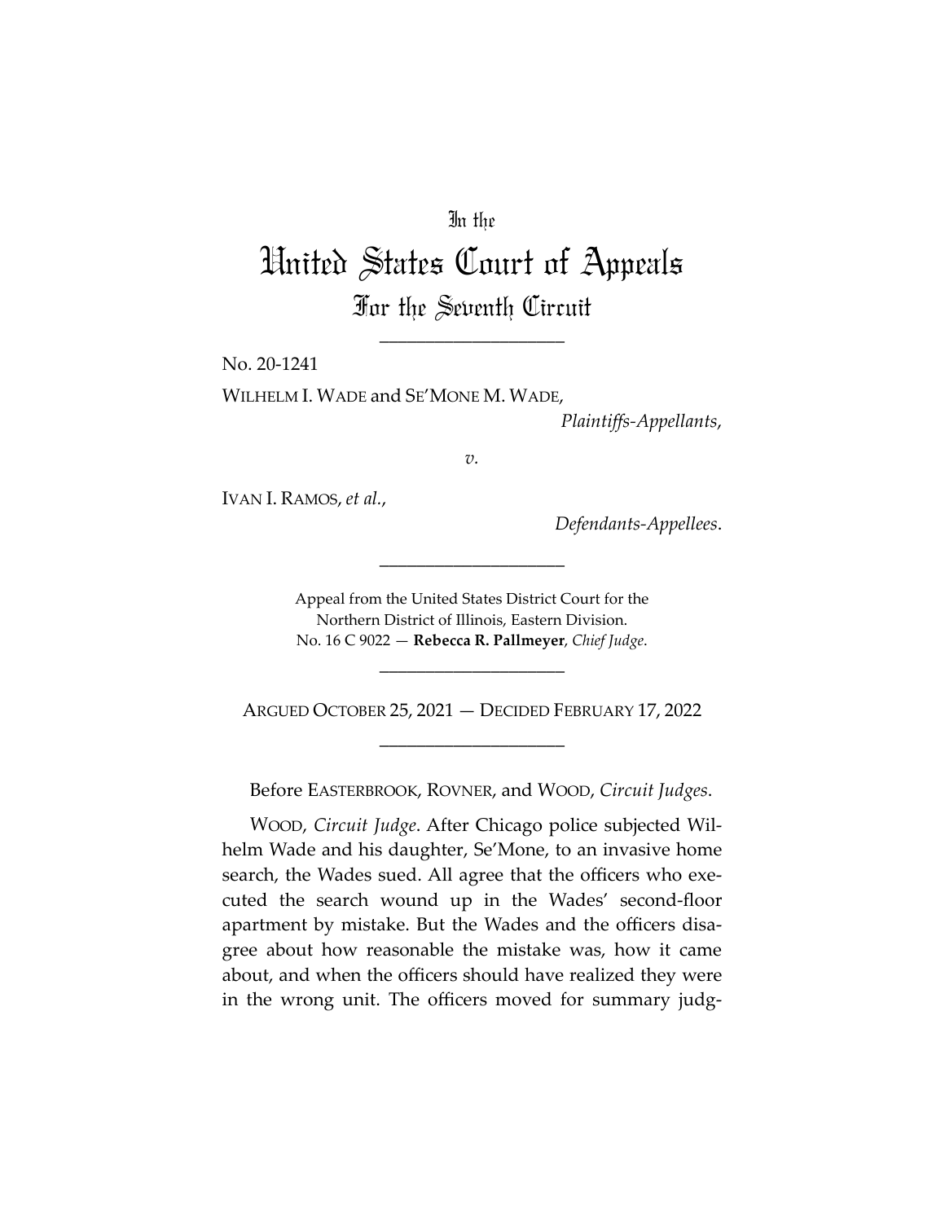In the

# United States Court of Appeals

## For the Seventh Circuit

____________________

No. 20-1241

WILHELM I. WADE and SE'MONE M. WADE,

*Plaintiffs-Appellants*,

*v.*

IVAN I. RAMOS, *et al.*,

*Defendants-Appellees*.

____________________

Appeal from the United States District Court for the Northern District of Illinois, Eastern Division.
No. 16 C 9022 — **Rebecca R. Pallmeyer**, *Chief Judge*.

____________________

ARGUED OCTOBER 25, 2021 — DECIDED FEBRUARY 17, 2022

____________________

Before EASTERBROOK, ROVNER, and WOOD, *Circuit Judges*.

WOOD, *Circuit Judge*. After Chicago police subjected Wilhelm Wade and his daughter, Se'Mone, to an invasive home search, the Wades sued. All agree that the officers who executed the search wound up in the Wades' second-floor apartment by mistake. But the Wades and the officers disagree about how reasonable the mistake was, how it came about, and when the officers should have realized they were in the wrong unit. The officers moved for summary judg-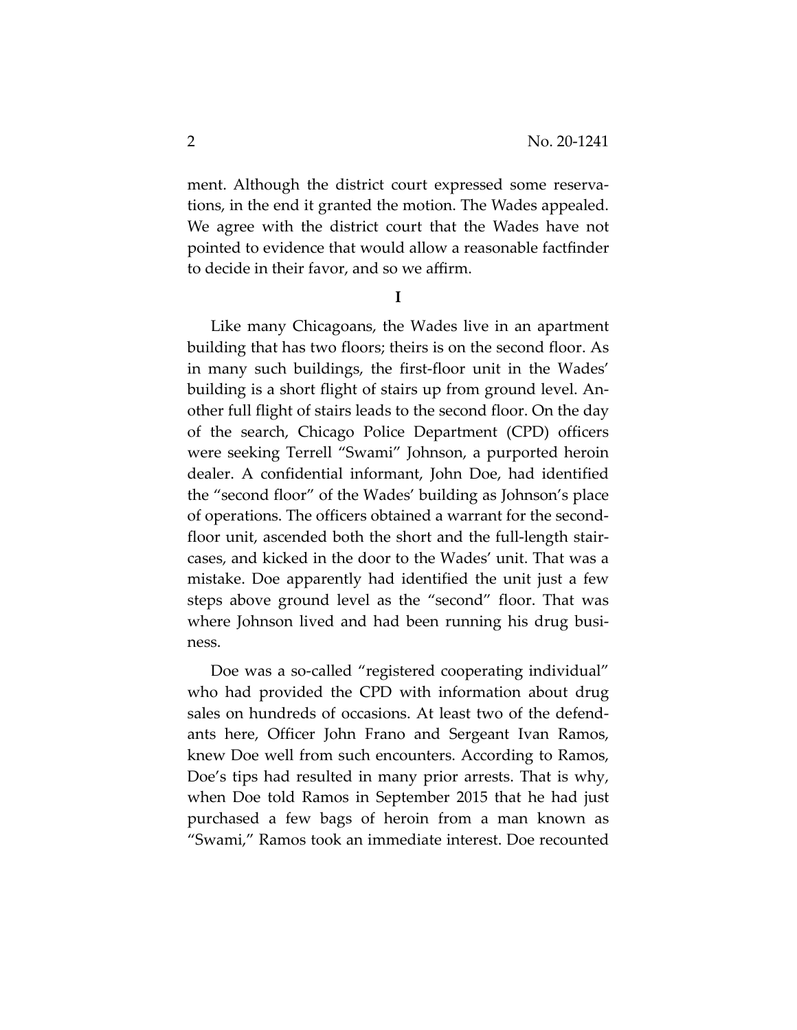ment. Although the district court expressed some reservations, in the end it granted the motion. The Wades appealed. We agree with the district court that the Wades have not pointed to evidence that would allow a reasonable factfinder to decide in their favor, and so we affirm.

## I

Like many Chicagoans, the Wades live in an apartment building that has two floors; theirs is on the second floor. As in many such buildings, the first-floor unit in the Wades' building is a short flight of stairs up from ground level. Another full flight of stairs leads to the second floor. On the day of the search, Chicago Police Department (CPD) officers were seeking Terrell "Swami" Johnson, a purported heroin dealer. A confidential informant, John Doe, had identified the "second floor" of the Wades' building as Johnson's place of operations. The officers obtained a warrant for the second-floor unit, ascended both the short and the full-length staircases, and kicked in the door to the Wades' unit. That was a mistake. Doe apparently had identified the unit just a few steps above ground level as the "second" floor. That was where Johnson lived and had been running his drug business.

Doe was a so-called "registered cooperating individual" who had provided the CPD with information about drug sales on hundreds of occasions. At least two of the defendants here, Officer John Frano and Sergeant Ivan Ramos, knew Doe well from such encounters. According to Ramos, Doe's tips had resulted in many prior arrests. That is why, when Doe told Ramos in September 2015 that he had just purchased a few bags of heroin from a man known as "Swami," Ramos took an immediate interest. Doe recounted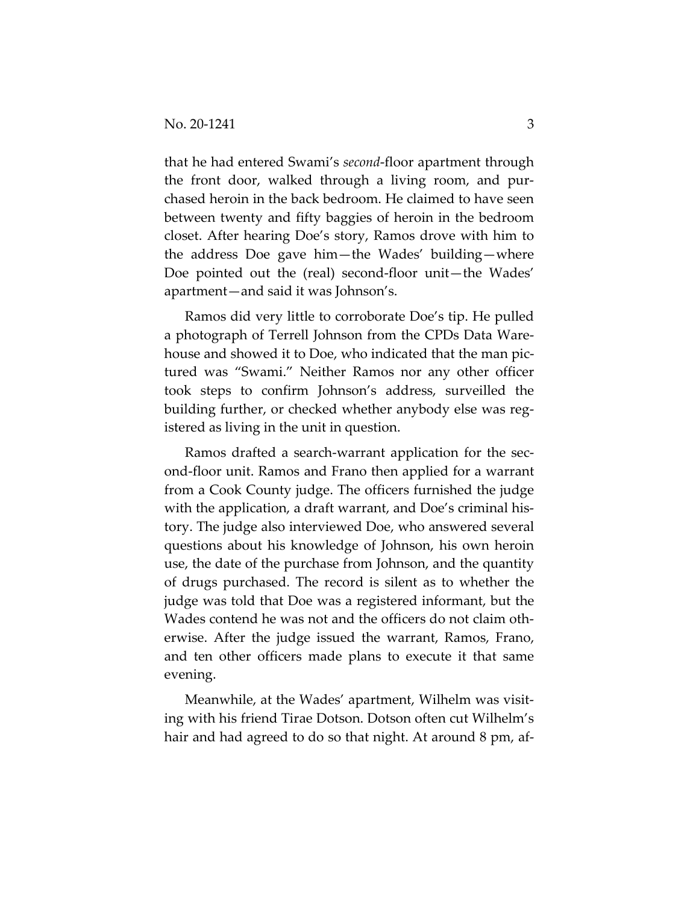that he had entered Swami's *second*-floor apartment through the front door, walked through a living room, and purchased heroin in the back bedroom. He claimed to have seen between twenty and fifty baggies of heroin in the bedroom closet. After hearing Doe's story, Ramos drove with him to the address Doe gave him—the Wades' building—where Doe pointed out the (real) second-floor unit—the Wades' apartment—and said it was Johnson's.

Ramos did very little to corroborate Doe's tip. He pulled a photograph of Terrell Johnson from the CPDs Data Warehouse and showed it to Doe, who indicated that the man pictured was "Swami." Neither Ramos nor any other officer took steps to confirm Johnson's address, surveilled the building further, or checked whether anybody else was registered as living in the unit in question.

Ramos drafted a search-warrant application for the second-floor unit. Ramos and Frano then applied for a warrant from a Cook County judge. The officers furnished the judge with the application, a draft warrant, and Doe's criminal history. The judge also interviewed Doe, who answered several questions about his knowledge of Johnson, his own heroin use, the date of the purchase from Johnson, and the quantity of drugs purchased. The record is silent as to whether the judge was told that Doe was a registered informant, but the Wades contend he was not and the officers do not claim otherwise. After the judge issued the warrant, Ramos, Frano, and ten other officers made plans to execute it that same evening.

Meanwhile, at the Wades' apartment, Wilhelm was visiting with his friend Tirae Dotson. Dotson often cut Wilhelm's hair and had agreed to do so that night. At around 8 pm, af-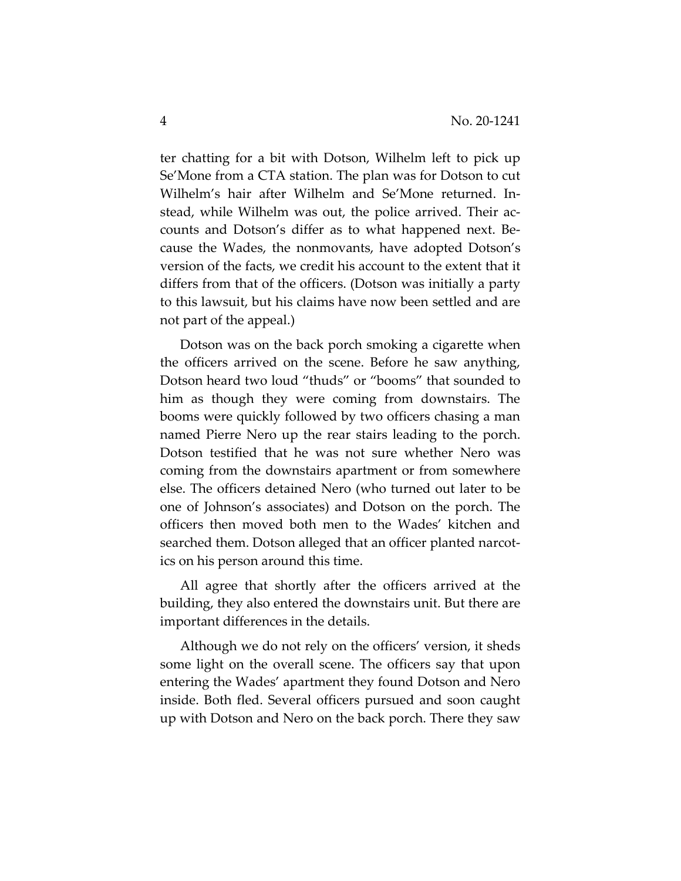ter chatting for a bit with Dotson, Wilhelm left to pick up Se'Mone from a CTA station. The plan was for Dotson to cut Wilhelm's hair after Wilhelm and Se'Mone returned. Instead, while Wilhelm was out, the police arrived. Their accounts and Dotson's differ as to what happened next. Because the Wades, the nonmovants, have adopted Dotson's version of the facts, we credit his account to the extent that it differs from that of the officers. (Dotson was initially a party to this lawsuit, but his claims have now been settled and are not part of the appeal.)

Dotson was on the back porch smoking a cigarette when the officers arrived on the scene. Before he saw anything, Dotson heard two loud "thuds" or "booms" that sounded to him as though they were coming from downstairs. The booms were quickly followed by two officers chasing a man named Pierre Nero up the rear stairs leading to the porch. Dotson testified that he was not sure whether Nero was coming from the downstairs apartment or from somewhere else. The officers detained Nero (who turned out later to be one of Johnson's associates) and Dotson on the porch. The officers then moved both men to the Wades' kitchen and searched them. Dotson alleged that an officer planted narcotics on his person around this time.

All agree that shortly after the officers arrived at the building, they also entered the downstairs unit. But there are important differences in the details.

Although we do not rely on the officers' version, it sheds some light on the overall scene. The officers say that upon entering the Wades' apartment they found Dotson and Nero inside. Both fled. Several officers pursued and soon caught up with Dotson and Nero on the back porch. There they saw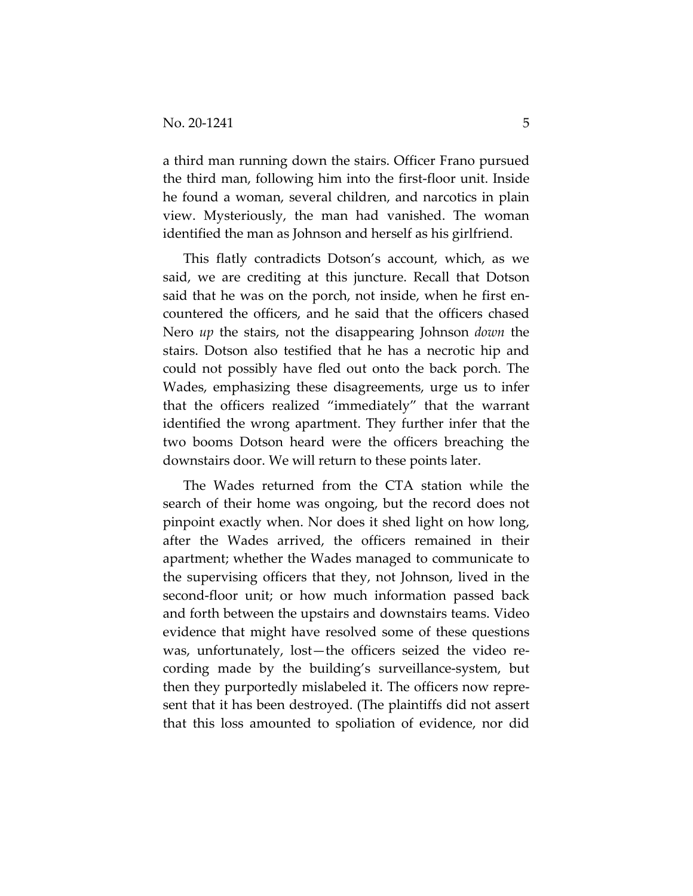a third man running down the stairs. Officer Frano pursued the third man, following him into the first-floor unit. Inside he found a woman, several children, and narcotics in plain view. Mysteriously, the man had vanished. The woman identified the man as Johnson and herself as his girlfriend.

This flatly contradicts Dotson's account, which, as we said, we are crediting at this juncture. Recall that Dotson said that he was on the porch, not inside, when he first encountered the officers, and he said that the officers chased Nero *up* the stairs, not the disappearing Johnson *down* the stairs. Dotson also testified that he has a necrotic hip and could not possibly have fled out onto the back porch. The Wades, emphasizing these disagreements, urge us to infer that the officers realized "immediately" that the warrant identified the wrong apartment. They further infer that the two booms Dotson heard were the officers breaching the downstairs door. We will return to these points later.

The Wades returned from the CTA station while the search of their home was ongoing, but the record does not pinpoint exactly when. Nor does it shed light on how long, after the Wades arrived, the officers remained in their apartment; whether the Wades managed to communicate to the supervising officers that they, not Johnson, lived in the second-floor unit; or how much information passed back and forth between the upstairs and downstairs teams. Video evidence that might have resolved some of these questions was, unfortunately, lost—the officers seized the video recording made by the building's surveillance-system, but then they purportedly mislabeled it. The officers now represent that it has been destroyed. (The plaintiffs did not assert that this loss amounted to spoliation of evidence, nor did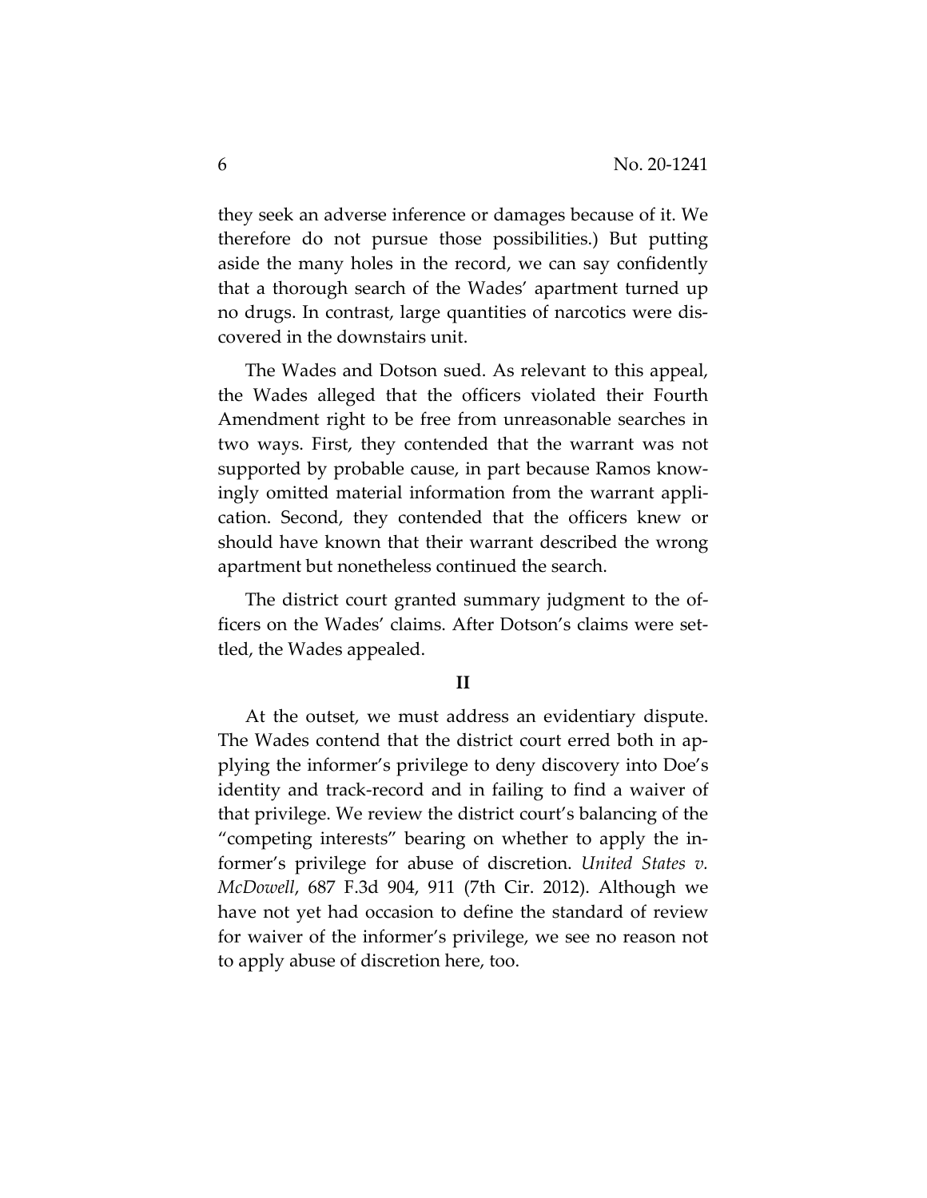they seek an adverse inference or damages because of it. We therefore do not pursue those possibilities.) But putting aside the many holes in the record, we can say confidently that a thorough search of the Wades' apartment turned up no drugs. In contrast, large quantities of narcotics were discovered in the downstairs unit.

The Wades and Dotson sued. As relevant to this appeal, the Wades alleged that the officers violated their Fourth Amendment right to be free from unreasonable searches in two ways. First, they contended that the warrant was not supported by probable cause, in part because Ramos knowingly omitted material information from the warrant application. Second, they contended that the officers knew or should have known that their warrant described the wrong apartment but nonetheless continued the search.

The district court granted summary judgment to the officers on the Wades' claims. After Dotson's claims were settled, the Wades appealed.

## II

At the outset, we must address an evidentiary dispute. The Wades contend that the district court erred both in applying the informer's privilege to deny discovery into Doe's identity and track-record and in failing to find a waiver of that privilege. We review the district court's balancing of the "competing interests" bearing on whether to apply the informer's privilege for abuse of discretion. *United States v. McDowell*, 687 F.3d 904, 911 (7th Cir. 2012). Although we have not yet had occasion to define the standard of review for waiver of the informer's privilege, we see no reason not to apply abuse of discretion here, too.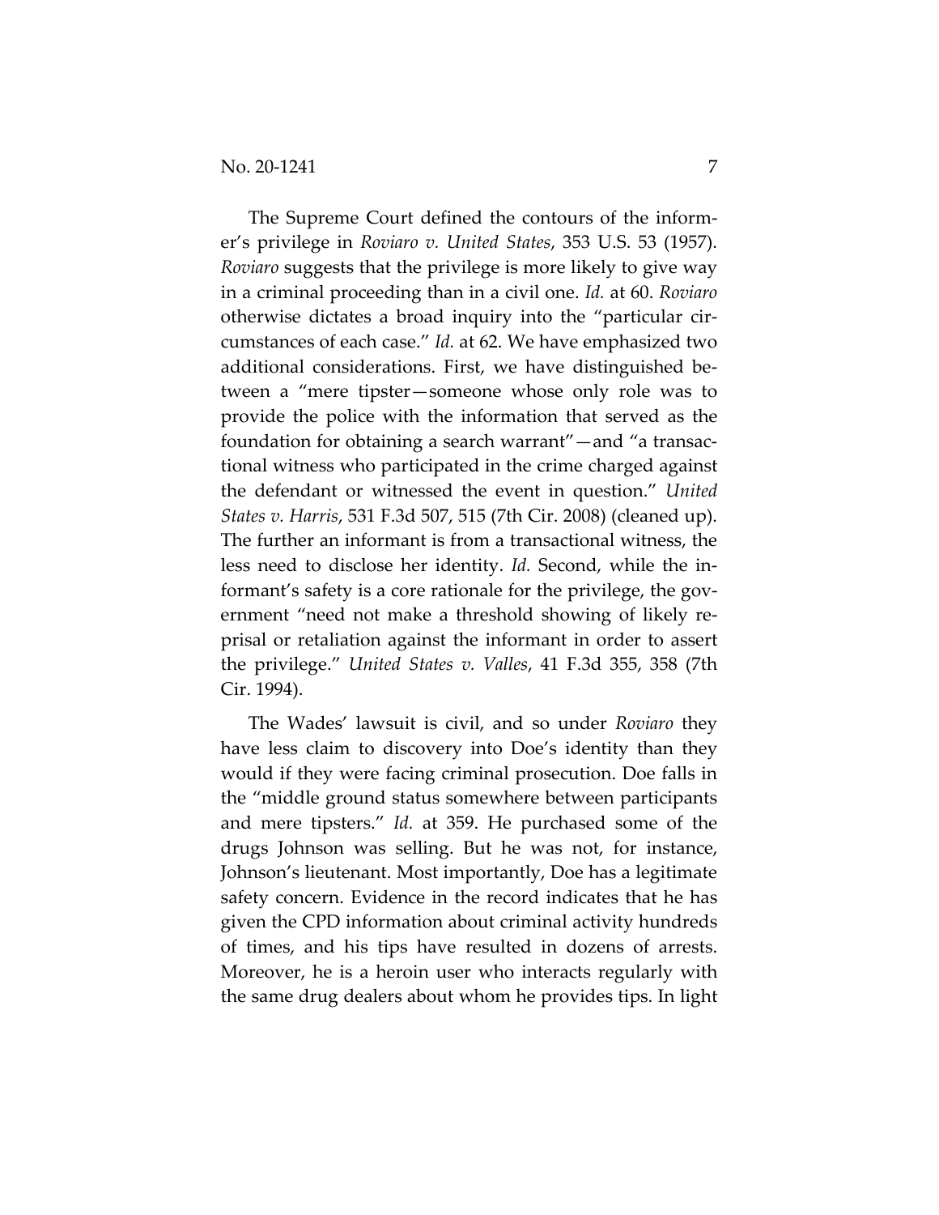The Supreme Court defined the contours of the informer's privilege in *Roviaro v. United States*, 353 U.S. 53 (1957). *Roviaro* suggests that the privilege is more likely to give way in a criminal proceeding than in a civil one. *Id.* at 60. *Roviaro* otherwise dictates a broad inquiry into the "particular circumstances of each case." *Id.* at 62. We have emphasized two additional considerations. First, we have distinguished between a "mere tipster—someone whose only role was to provide the police with the information that served as the foundation for obtaining a search warrant"—and "a transactional witness who participated in the crime charged against the defendant or witnessed the event in question." *United States v. Harris*, 531 F.3d 507, 515 (7th Cir. 2008) (cleaned up). The further an informant is from a transactional witness, the less need to disclose her identity. *Id.* Second, while the informant's safety is a core rationale for the privilege, the government "need not make a threshold showing of likely reprisal or retaliation against the informant in order to assert the privilege." *United States v. Valles*, 41 F.3d 355, 358 (7th Cir. 1994).

The Wades' lawsuit is civil, and so under *Roviaro* they have less claim to discovery into Doe's identity than they would if they were facing criminal prosecution. Doe falls in the "middle ground status somewhere between participants and mere tipsters." *Id.* at 359. He purchased some of the drugs Johnson was selling. But he was not, for instance, Johnson's lieutenant. Most importantly, Doe has a legitimate safety concern. Evidence in the record indicates that he has given the CPD information about criminal activity hundreds of times, and his tips have resulted in dozens of arrests. Moreover, he is a heroin user who interacts regularly with the same drug dealers about whom he provides tips. In light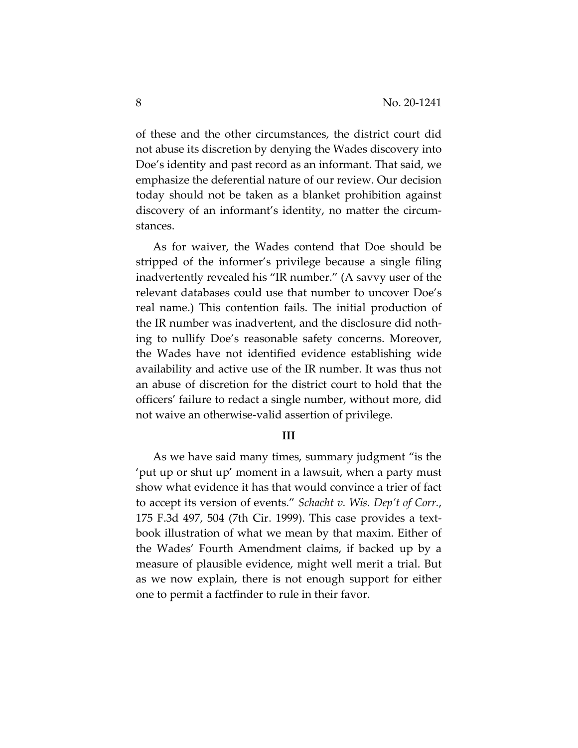of these and the other circumstances, the district court did not abuse its discretion by denying the Wades discovery into Doe's identity and past record as an informant. That said, we emphasize the deferential nature of our review. Our decision today should not be taken as a blanket prohibition against discovery of an informant's identity, no matter the circumstances.

As for waiver, the Wades contend that Doe should be stripped of the informer's privilege because a single filing inadvertently revealed his "IR number." (A savvy user of the relevant databases could use that number to uncover Doe's real name.) This contention fails. The initial production of the IR number was inadvertent, and the disclosure did nothing to nullify Doe's reasonable safety concerns. Moreover, the Wades have not identified evidence establishing wide availability and active use of the IR number. It was thus not an abuse of discretion for the district court to hold that the officers' failure to redact a single number, without more, did not waive an otherwise-valid assertion of privilege.

## III

As we have said many times, summary judgment "is the 'put up or shut up' moment in a lawsuit, when a party must show what evidence it has that would convince a trier of fact to accept its version of events." *Schacht v. Wis. Dep't of Corr.*, 175 F.3d 497, 504 (7th Cir. 1999). This case provides a textbook illustration of what we mean by that maxim. Either of the Wades' Fourth Amendment claims, if backed up by a measure of plausible evidence, might well merit a trial. But as we now explain, there is not enough support for either one to permit a factfinder to rule in their favor.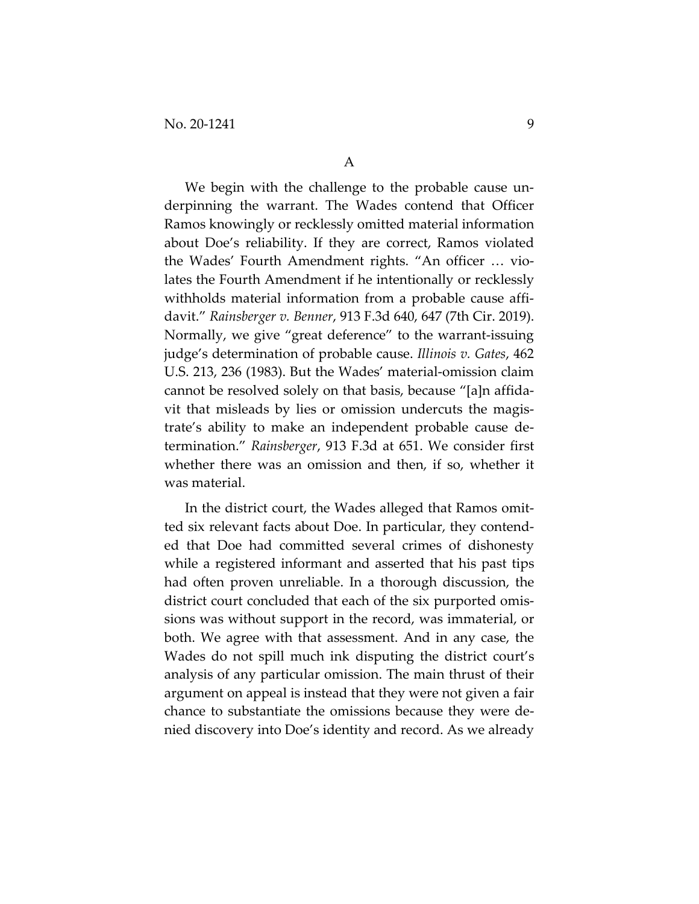## A

We begin with the challenge to the probable cause underpinning the warrant. The Wades contend that Officer Ramos knowingly or recklessly omitted material information about Doe's reliability. If they are correct, Ramos violated the Wades' Fourth Amendment rights. "An officer … violates the Fourth Amendment if he intentionally or recklessly withholds material information from a probable cause affidavit." *Rainsberger v. Benner*, 913 F.3d 640, 647 (7th Cir. 2019). Normally, we give "great deference" to the warrant-issuing judge's determination of probable cause. *Illinois v. Gates*, 462 U.S. 213, 236 (1983). But the Wades' material-omission claim cannot be resolved solely on that basis, because "[a]n affidavit that misleads by lies or omission undercuts the magistrate's ability to make an independent probable cause determination." *Rainsberger*, 913 F.3d at 651. We consider first whether there was an omission and then, if so, whether it was material.

In the district court, the Wades alleged that Ramos omitted six relevant facts about Doe. In particular, they contended that Doe had committed several crimes of dishonesty while a registered informant and asserted that his past tips had often proven unreliable. In a thorough discussion, the district court concluded that each of the six purported omissions was without support in the record, was immaterial, or both. We agree with that assessment. And in any case, the Wades do not spill much ink disputing the district court's analysis of any particular omission. The main thrust of their argument on appeal is instead that they were not given a fair chance to substantiate the omissions because they were denied discovery into Doe's identity and record. As we already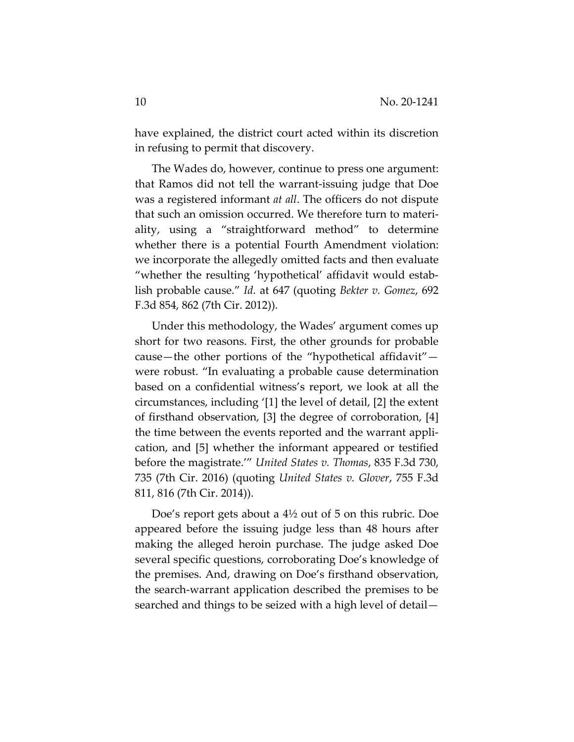have explained, the district court acted within its discretion in refusing to permit that discovery.

The Wades do, however, continue to press one argument: that Ramos did not tell the warrant-issuing judge that Doe was a registered informant *at all*. The officers do not dispute that such an omission occurred. We therefore turn to materiality, using a "straightforward method" to determine whether there is a potential Fourth Amendment violation: we incorporate the allegedly omitted facts and then evaluate "whether the resulting 'hypothetical' affidavit would establish probable cause." *Id.* at 647 (quoting *Bekter v. Gomez*, 692 F.3d 854, 862 (7th Cir. 2012)).

Under this methodology, the Wades' argument comes up short for two reasons. First, the other grounds for probable cause—the other portions of the "hypothetical affidavit"—were robust. "In evaluating a probable cause determination based on a confidential witness's report, we look at all the circumstances, including '[1] the level of detail, [2] the extent of firsthand observation, [3] the degree of corroboration, [4] the time between the events reported and the warrant application, and [5] whether the informant appeared or testified before the magistrate.'" *United States v. Thomas*, 835 F.3d 730, 735 (7th Cir. 2016) (quoting *United States v. Glover*, 755 F.3d 811, 816 (7th Cir. 2014)).

Doe's report gets about a 4½ out of 5 on this rubric. Doe appeared before the issuing judge less than 48 hours after making the alleged heroin purchase. The judge asked Doe several specific questions, corroborating Doe's knowledge of the premises. And, drawing on Doe's firsthand observation, the search-warrant application described the premises to be searched and things to be seized with a high level of detail—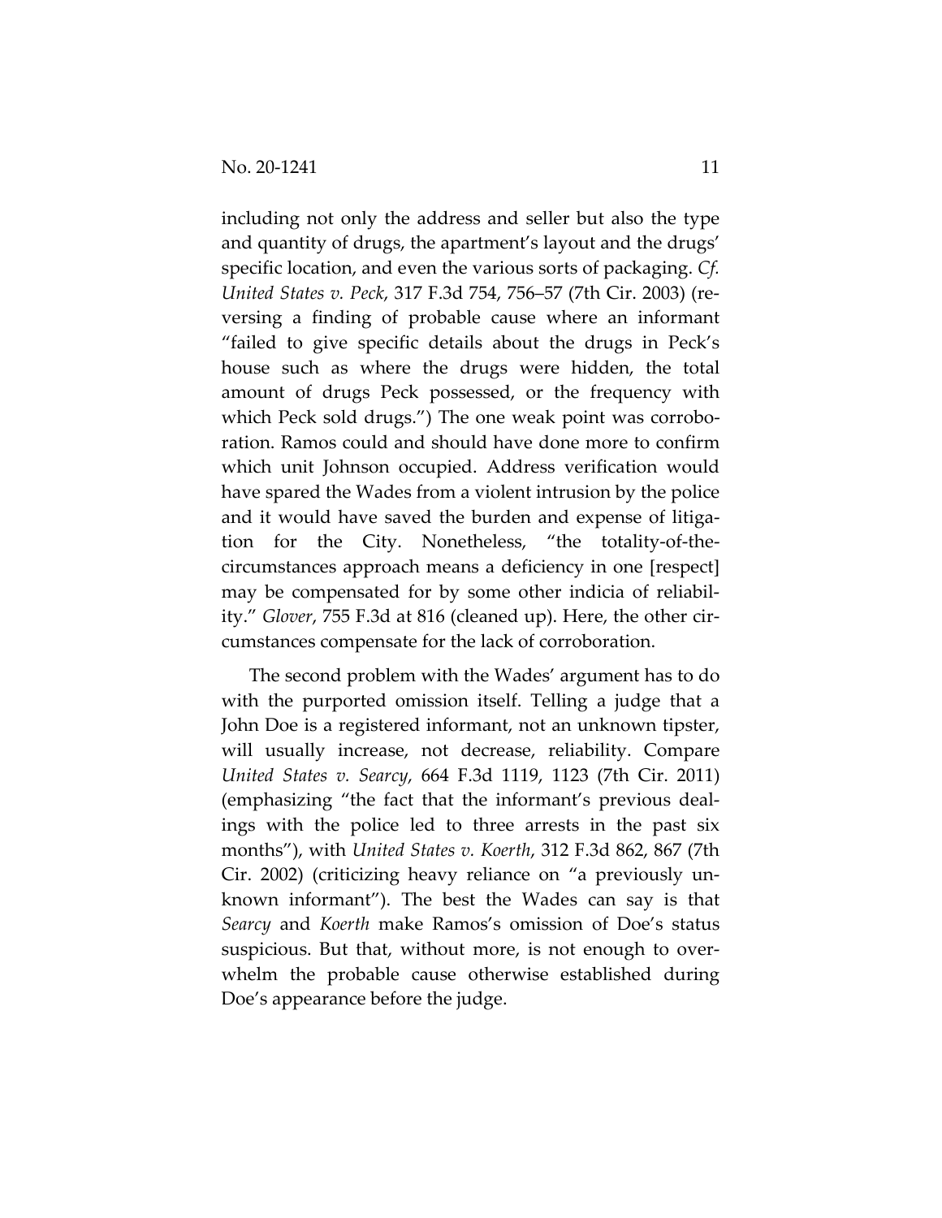including not only the address and seller but also the type and quantity of drugs, the apartment's layout and the drugs' specific location, and even the various sorts of packaging. *Cf. United States v. Peck*, 317 F.3d 754, 756–57 (7th Cir. 2003) (reversing a finding of probable cause where an informant "failed to give specific details about the drugs in Peck's house such as where the drugs were hidden, the total amount of drugs Peck possessed, or the frequency with which Peck sold drugs.") The one weak point was corroboration. Ramos could and should have done more to confirm which unit Johnson occupied. Address verification would have spared the Wades from a violent intrusion by the police and it would have saved the burden and expense of litigation for the City. Nonetheless, "the totality-of-the-circumstances approach means a deficiency in one [respect] may be compensated for by some other indicia of reliability." *Glover*, 755 F.3d at 816 (cleaned up). Here, the other circumstances compensate for the lack of corroboration.

The second problem with the Wades' argument has to do with the purported omission itself. Telling a judge that a John Doe is a registered informant, not an unknown tipster, will usually increase, not decrease, reliability. Compare *United States v. Searcy*, 664 F.3d 1119, 1123 (7th Cir. 2011) (emphasizing "the fact that the informant's previous dealings with the police led to three arrests in the past six months"), with *United States v. Koerth*, 312 F.3d 862, 867 (7th Cir. 2002) (criticizing heavy reliance on "a previously unknown informant"). The best the Wades can say is that *Searcy* and *Koerth* make Ramos's omission of Doe's status suspicious. But that, without more, is not enough to overwhelm the probable cause otherwise established during Doe's appearance before the judge.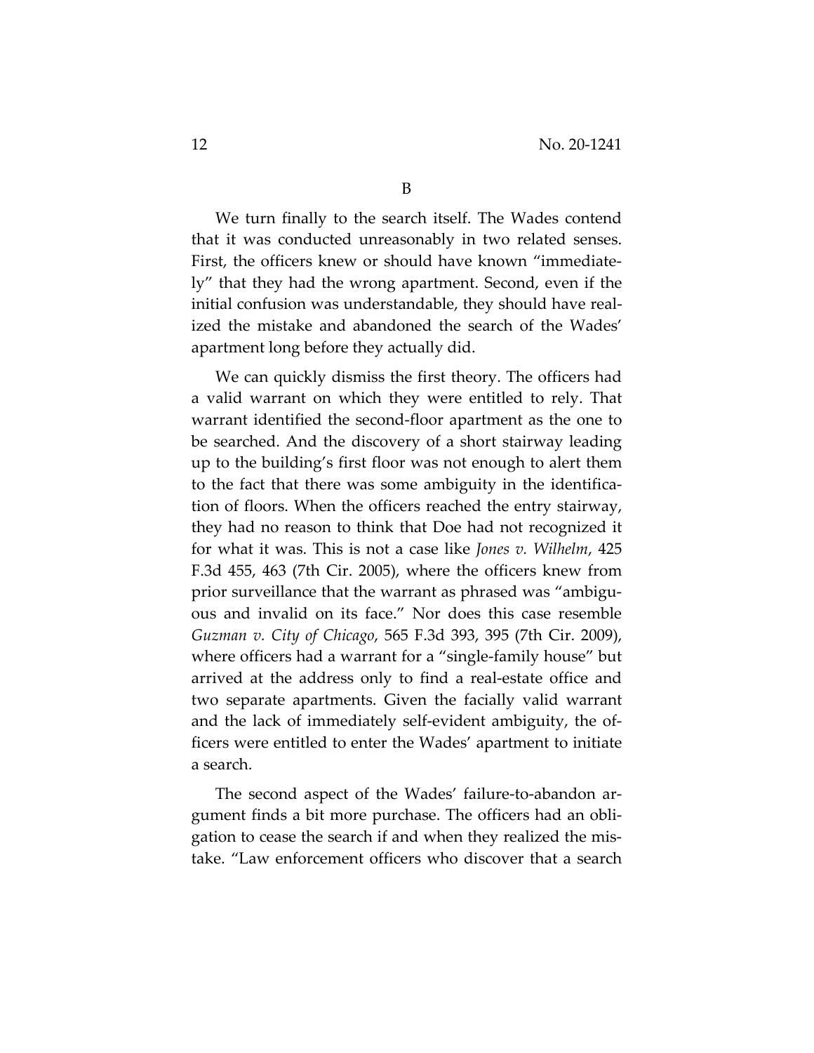## B

We turn finally to the search itself. The Wades contend that it was conducted unreasonably in two related senses. First, the officers knew or should have known "immediately" that they had the wrong apartment. Second, even if the initial confusion was understandable, they should have realized the mistake and abandoned the search of the Wades' apartment long before they actually did.

We can quickly dismiss the first theory. The officers had a valid warrant on which they were entitled to rely. That warrant identified the second-floor apartment as the one to be searched. And the discovery of a short stairway leading up to the building's first floor was not enough to alert them to the fact that there was some ambiguity in the identification of floors. When the officers reached the entry stairway, they had no reason to think that Doe had not recognized it for what it was. This is not a case like *Jones v. Wilhelm*, 425 F.3d 455, 463 (7th Cir. 2005), where the officers knew from prior surveillance that the warrant as phrased was "ambiguous and invalid on its face." Nor does this case resemble *Guzman v. City of Chicago*, 565 F.3d 393, 395 (7th Cir. 2009), where officers had a warrant for a "single-family house" but arrived at the address only to find a real-estate office and two separate apartments. Given the facially valid warrant and the lack of immediately self-evident ambiguity, the officers were entitled to enter the Wades' apartment to initiate a search.

The second aspect of the Wades' failure-to-abandon argument finds a bit more purchase. The officers had an obligation to cease the search if and when they realized the mistake. "Law enforcement officers who discover that a search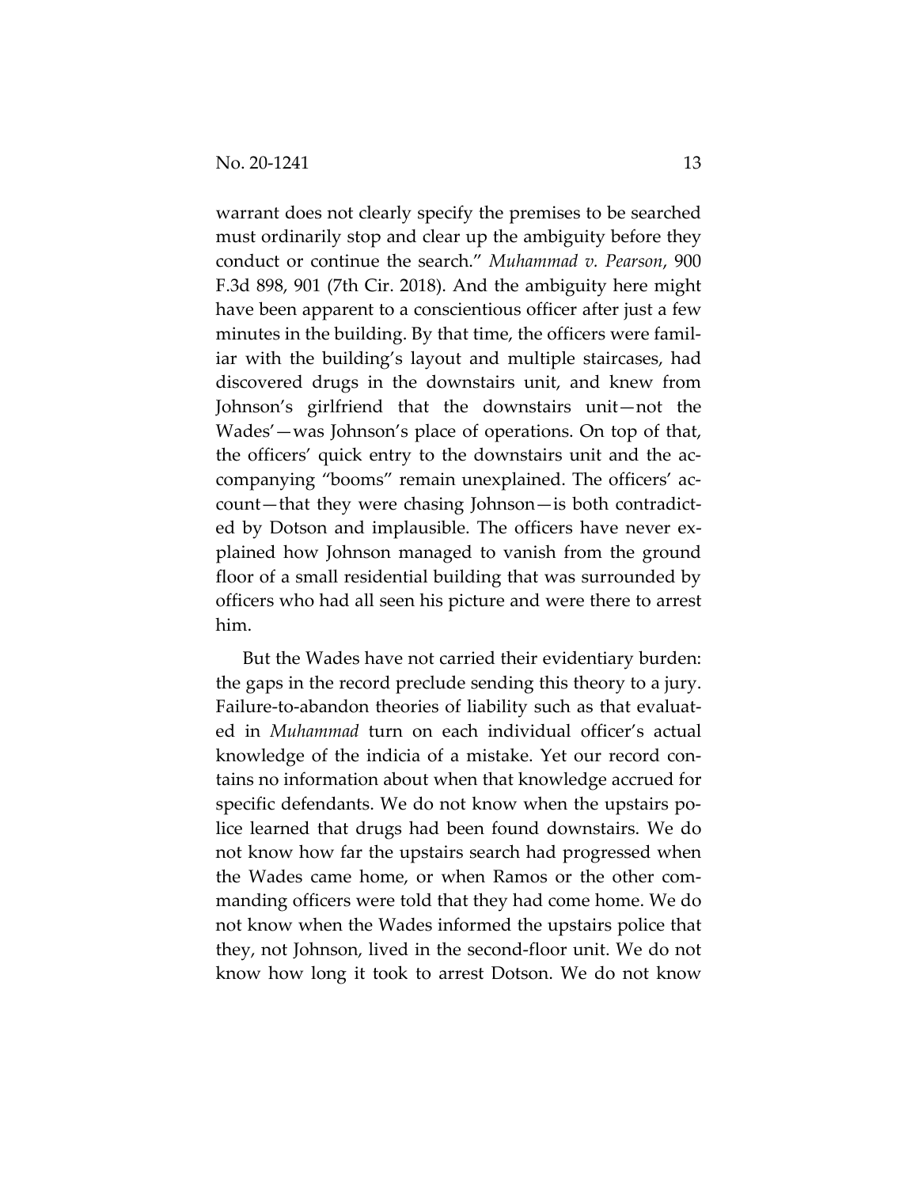warrant does not clearly specify the premises to be searched must ordinarily stop and clear up the ambiguity before they conduct or continue the search." *Muhammad v. Pearson*, 900 F.3d 898, 901 (7th Cir. 2018). And the ambiguity here might have been apparent to a conscientious officer after just a few minutes in the building. By that time, the officers were familiar with the building's layout and multiple staircases, had discovered drugs in the downstairs unit, and knew from Johnson's girlfriend that the downstairs unit—not the Wades'—was Johnson's place of operations. On top of that, the officers' quick entry to the downstairs unit and the accompanying "booms" remain unexplained. The officers' account—that they were chasing Johnson—is both contradicted by Dotson and implausible. The officers have never explained how Johnson managed to vanish from the ground floor of a small residential building that was surrounded by officers who had all seen his picture and were there to arrest him.

But the Wades have not carried their evidentiary burden: the gaps in the record preclude sending this theory to a jury. Failure-to-abandon theories of liability such as that evaluated in *Muhammad* turn on each individual officer's actual knowledge of the indicia of a mistake. Yet our record contains no information about when that knowledge accrued for specific defendants. We do not know when the upstairs police learned that drugs had been found downstairs. We do not know how far the upstairs search had progressed when the Wades came home, or when Ramos or the other commanding officers were told that they had come home. We do not know when the Wades informed the upstairs police that they, not Johnson, lived in the second-floor unit. We do not know how long it took to arrest Dotson. We do not know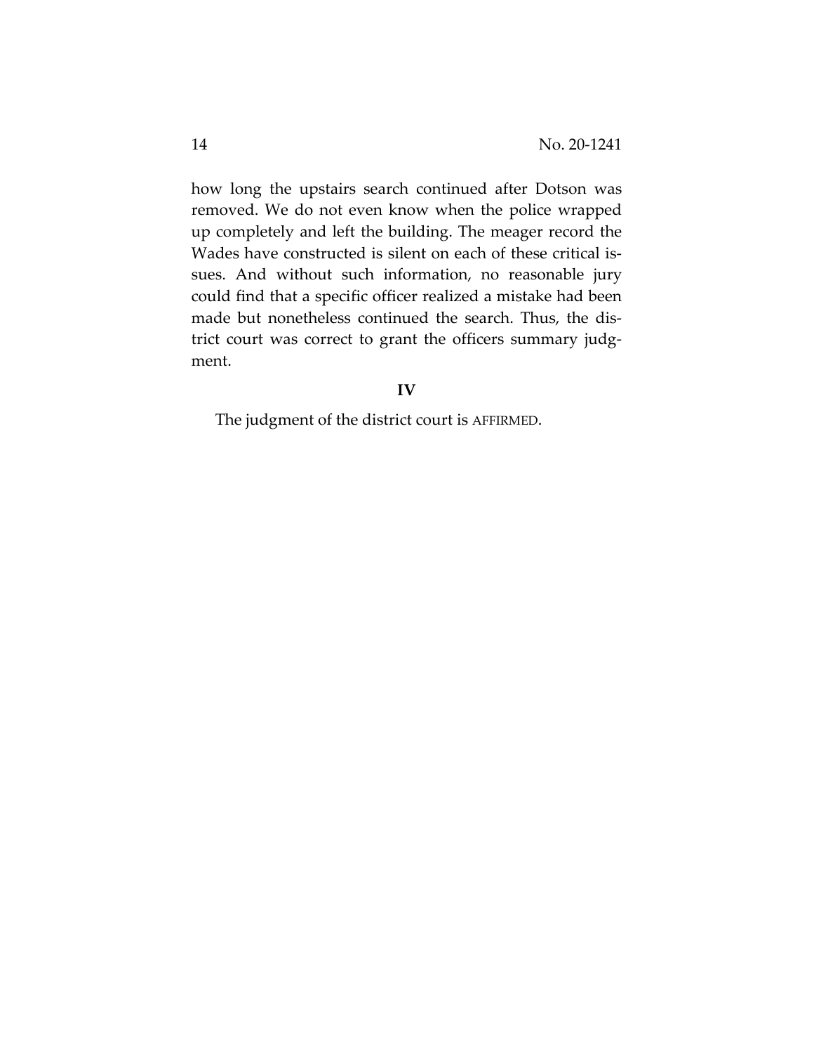how long the upstairs search continued after Dotson was removed. We do not even know when the police wrapped up completely and left the building. The meager record the Wades have constructed is silent on each of these critical issues. And without such information, no reasonable jury could find that a specific officer realized a mistake had been made but nonetheless continued the search. Thus, the district court was correct to grant the officers summary judgment.

## IV

The judgment of the district court is AFFIRMED.